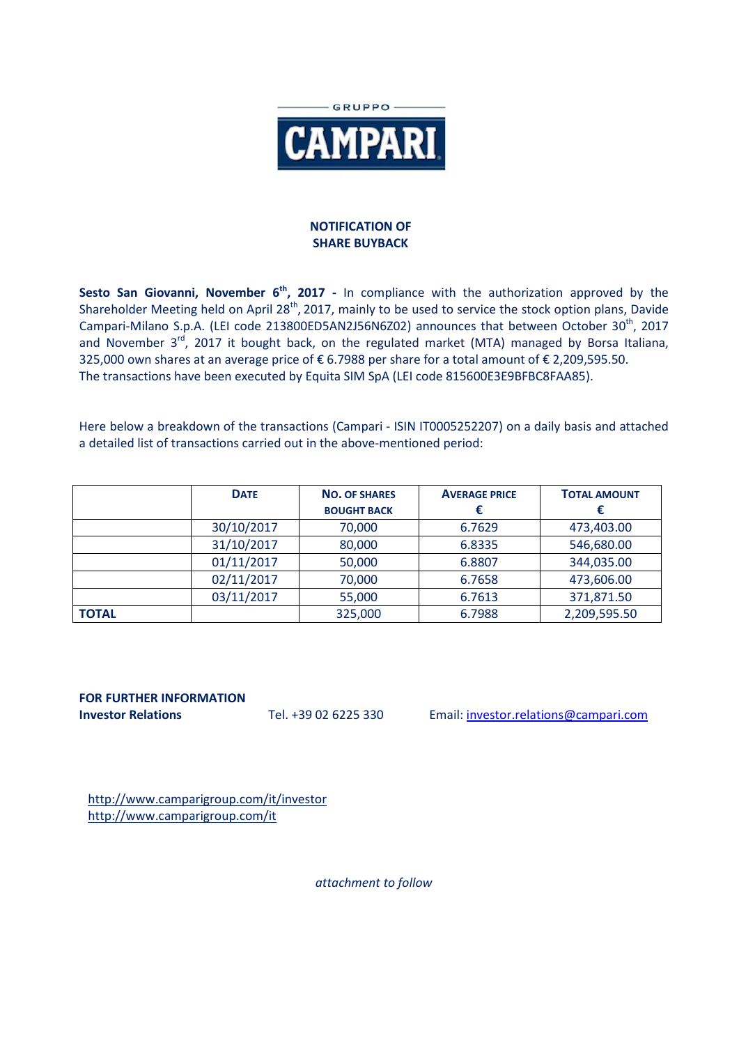GRUPPO

CAMPARI

## NOTIFICATION OF SHARE BUYBACK

**Sesto San Giovanni, November 6th, 2017 -** In compliance with the authorization approved by the Shareholder Meeting held on April 28th, 2017, mainly to be used to service the stock option plans, Davide Campari-Milano S.p.A. (LEI code 213800ED5AN2J56N6Z02) announces that between October 30th, 2017 and November 3rd, 2017 it bought back, on the regulated market (MTA) managed by Borsa Italiana, 325,000 own shares at an average price of € 6.7988 per share for a total amount of € 2,209,595.50.
The transactions have been executed by Equita SIM SpA (LEI code 815600E3E9BFBC8FAA85).

Here below a breakdown of the transactions (Campari - ISIN IT0005252207) on a daily basis and attached a detailed list of transactions carried out in the above-mentioned period:

| | DATE | NO. OF SHARES BOUGHT BACK | AVERAGE PRICE € | TOTAL AMOUNT € |
|---|---|---|---|---|
| | 30/10/2017 | 70,000 | 6.7629 | 473,403.00 |
| | 31/10/2017 | 80,000 | 6.8335 | 546,680.00 |
| | 01/11/2017 | 50,000 | 6.8807 | 344,035.00 |
| | 02/11/2017 | 70,000 | 6.7658 | 473,606.00 |
| | 03/11/2017 | 55,000 | 6.7613 | 371,871.50 |
| **TOTAL** | | 325,000 | 6.7988 | 2,209,595.50 |

**FOR FURTHER INFORMATION**
**Investor Relations** Tel. +39 02 6225 330 Email: investor.relations@campari.com

http://www.camparigroup.com/it/investor
http://www.camparigroup.com/it

*attachment to follow*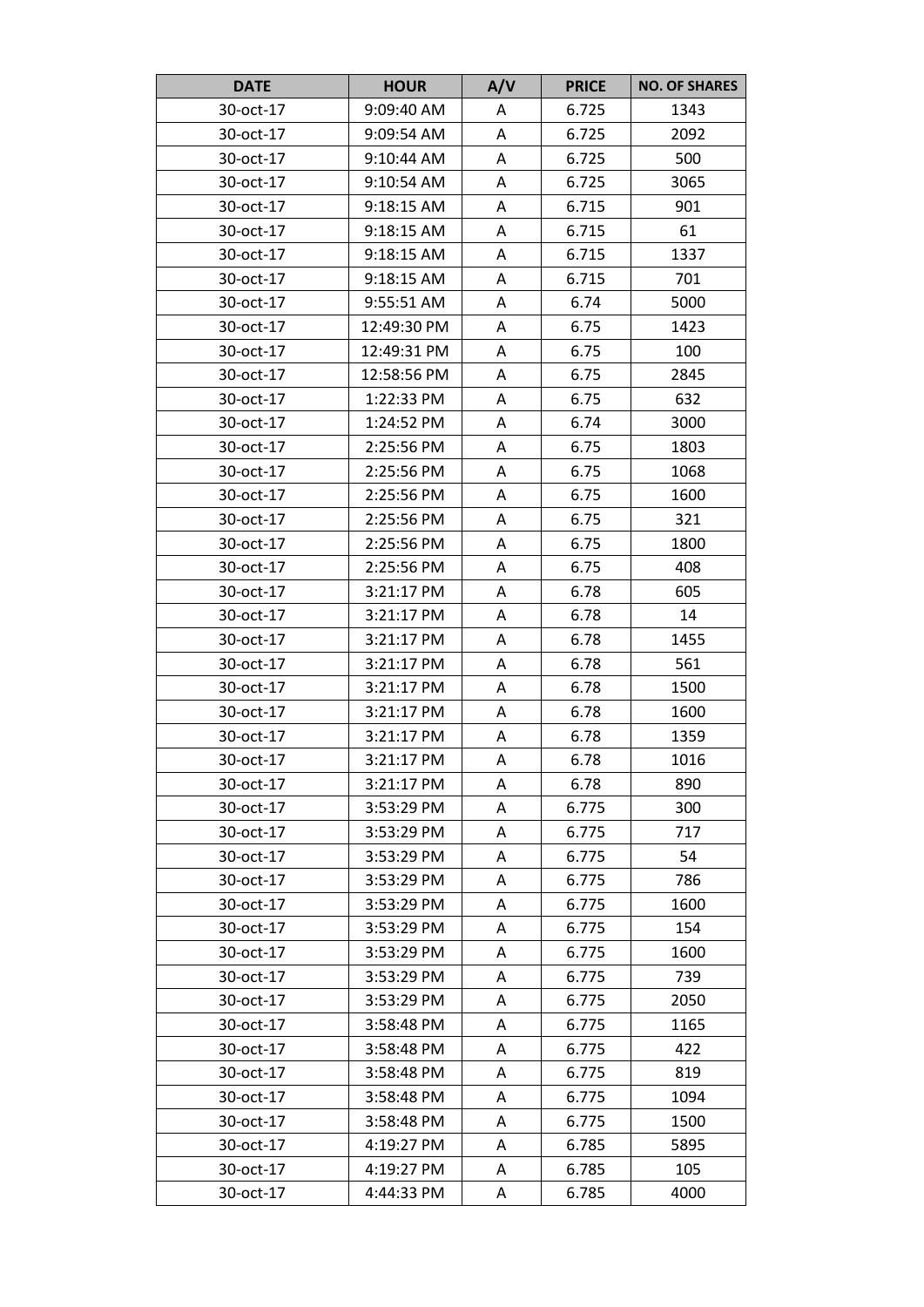| DATE | HOUR | A/V | PRICE | NO. OF SHARES |
| --- | --- | --- | --- | --- |
| 30-oct-17 | 9:09:40 AM | A | 6.725 | 1343 |
| 30-oct-17 | 9:09:54 AM | A | 6.725 | 2092 |
| 30-oct-17 | 9:10:44 AM | A | 6.725 | 500 |
| 30-oct-17 | 9:10:54 AM | A | 6.725 | 3065 |
| 30-oct-17 | 9:18:15 AM | A | 6.715 | 901 |
| 30-oct-17 | 9:18:15 AM | A | 6.715 | 61 |
| 30-oct-17 | 9:18:15 AM | A | 6.715 | 1337 |
| 30-oct-17 | 9:18:15 AM | A | 6.715 | 701 |
| 30-oct-17 | 9:55:51 AM | A | 6.74 | 5000 |
| 30-oct-17 | 12:49:30 PM | A | 6.75 | 1423 |
| 30-oct-17 | 12:49:31 PM | A | 6.75 | 100 |
| 30-oct-17 | 12:58:56 PM | A | 6.75 | 2845 |
| 30-oct-17 | 1:22:33 PM | A | 6.75 | 632 |
| 30-oct-17 | 1:24:52 PM | A | 6.74 | 3000 |
| 30-oct-17 | 2:25:56 PM | A | 6.75 | 1803 |
| 30-oct-17 | 2:25:56 PM | A | 6.75 | 1068 |
| 30-oct-17 | 2:25:56 PM | A | 6.75 | 1600 |
| 30-oct-17 | 2:25:56 PM | A | 6.75 | 321 |
| 30-oct-17 | 2:25:56 PM | A | 6.75 | 1800 |
| 30-oct-17 | 2:25:56 PM | A | 6.75 | 408 |
| 30-oct-17 | 3:21:17 PM | A | 6.78 | 605 |
| 30-oct-17 | 3:21:17 PM | A | 6.78 | 14 |
| 30-oct-17 | 3:21:17 PM | A | 6.78 | 1455 |
| 30-oct-17 | 3:21:17 PM | A | 6.78 | 561 |
| 30-oct-17 | 3:21:17 PM | A | 6.78 | 1500 |
| 30-oct-17 | 3:21:17 PM | A | 6.78 | 1600 |
| 30-oct-17 | 3:21:17 PM | A | 6.78 | 1359 |
| 30-oct-17 | 3:21:17 PM | A | 6.78 | 1016 |
| 30-oct-17 | 3:21:17 PM | A | 6.78 | 890 |
| 30-oct-17 | 3:53:29 PM | A | 6.775 | 300 |
| 30-oct-17 | 3:53:29 PM | A | 6.775 | 717 |
| 30-oct-17 | 3:53:29 PM | A | 6.775 | 54 |
| 30-oct-17 | 3:53:29 PM | A | 6.775 | 786 |
| 30-oct-17 | 3:53:29 PM | A | 6.775 | 1600 |
| 30-oct-17 | 3:53:29 PM | A | 6.775 | 154 |
| 30-oct-17 | 3:53:29 PM | A | 6.775 | 1600 |
| 30-oct-17 | 3:53:29 PM | A | 6.775 | 739 |
| 30-oct-17 | 3:53:29 PM | A | 6.775 | 2050 |
| 30-oct-17 | 3:58:48 PM | A | 6.775 | 1165 |
| 30-oct-17 | 3:58:48 PM | A | 6.775 | 422 |
| 30-oct-17 | 3:58:48 PM | A | 6.775 | 819 |
| 30-oct-17 | 3:58:48 PM | A | 6.775 | 1094 |
| 30-oct-17 | 3:58:48 PM | A | 6.775 | 1500 |
| 30-oct-17 | 4:19:27 PM | A | 6.785 | 5895 |
| 30-oct-17 | 4:19:27 PM | A | 6.785 | 105 |
| 30-oct-17 | 4:44:33 PM | A | 6.785 | 4000 |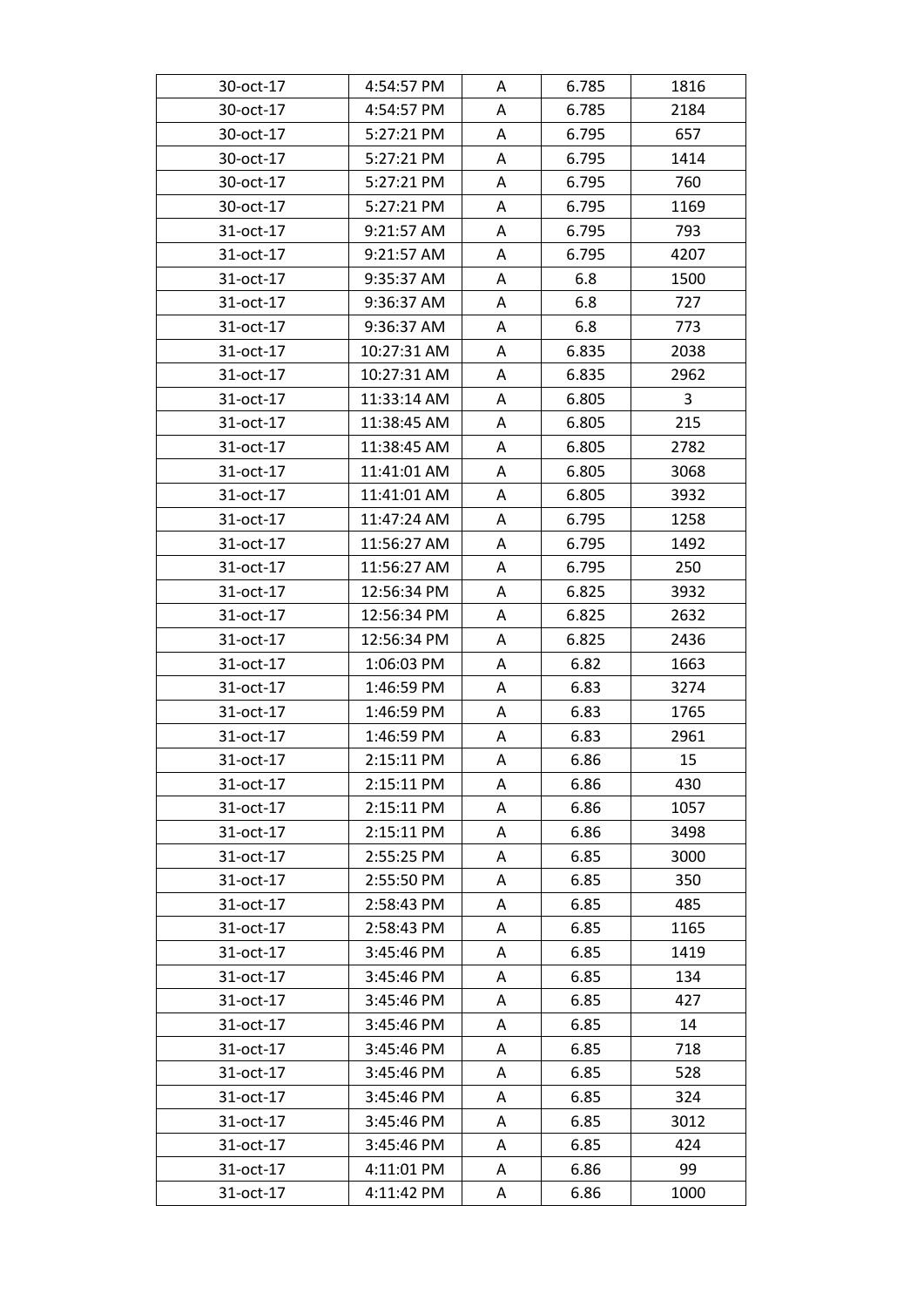| 30-oct-17 | 4:54:57 PM | A | 6.785 | 1816 |
|---|---|---|---|---|
| 30-oct-17 | 4:54:57 PM | A | 6.785 | 2184 |
| 30-oct-17 | 5:27:21 PM | A | 6.795 | 657 |
| 30-oct-17 | 5:27:21 PM | A | 6.795 | 1414 |
| 30-oct-17 | 5:27:21 PM | A | 6.795 | 760 |
| 30-oct-17 | 5:27:21 PM | A | 6.795 | 1169 |
| 31-oct-17 | 9:21:57 AM | A | 6.795 | 793 |
| 31-oct-17 | 9:21:57 AM | A | 6.795 | 4207 |
| 31-oct-17 | 9:35:37 AM | A | 6.8 | 1500 |
| 31-oct-17 | 9:36:37 AM | A | 6.8 | 727 |
| 31-oct-17 | 9:36:37 AM | A | 6.8 | 773 |
| 31-oct-17 | 10:27:31 AM | A | 6.835 | 2038 |
| 31-oct-17 | 10:27:31 AM | A | 6.835 | 2962 |
| 31-oct-17 | 11:33:14 AM | A | 6.805 | 3 |
| 31-oct-17 | 11:38:45 AM | A | 6.805 | 215 |
| 31-oct-17 | 11:38:45 AM | A | 6.805 | 2782 |
| 31-oct-17 | 11:41:01 AM | A | 6.805 | 3068 |
| 31-oct-17 | 11:41:01 AM | A | 6.805 | 3932 |
| 31-oct-17 | 11:47:24 AM | A | 6.795 | 1258 |
| 31-oct-17 | 11:56:27 AM | A | 6.795 | 1492 |
| 31-oct-17 | 11:56:27 AM | A | 6.795 | 250 |
| 31-oct-17 | 12:56:34 PM | A | 6.825 | 3932 |
| 31-oct-17 | 12:56:34 PM | A | 6.825 | 2632 |
| 31-oct-17 | 12:56:34 PM | A | 6.825 | 2436 |
| 31-oct-17 | 1:06:03 PM | A | 6.82 | 1663 |
| 31-oct-17 | 1:46:59 PM | A | 6.83 | 3274 |
| 31-oct-17 | 1:46:59 PM | A | 6.83 | 1765 |
| 31-oct-17 | 1:46:59 PM | A | 6.83 | 2961 |
| 31-oct-17 | 2:15:11 PM | A | 6.86 | 15 |
| 31-oct-17 | 2:15:11 PM | A | 6.86 | 430 |
| 31-oct-17 | 2:15:11 PM | A | 6.86 | 1057 |
| 31-oct-17 | 2:15:11 PM | A | 6.86 | 3498 |
| 31-oct-17 | 2:55:25 PM | A | 6.85 | 3000 |
| 31-oct-17 | 2:55:50 PM | A | 6.85 | 350 |
| 31-oct-17 | 2:58:43 PM | A | 6.85 | 485 |
| 31-oct-17 | 2:58:43 PM | A | 6.85 | 1165 |
| 31-oct-17 | 3:45:46 PM | A | 6.85 | 1419 |
| 31-oct-17 | 3:45:46 PM | A | 6.85 | 134 |
| 31-oct-17 | 3:45:46 PM | A | 6.85 | 427 |
| 31-oct-17 | 3:45:46 PM | A | 6.85 | 14 |
| 31-oct-17 | 3:45:46 PM | A | 6.85 | 718 |
| 31-oct-17 | 3:45:46 PM | A | 6.85 | 528 |
| 31-oct-17 | 3:45:46 PM | A | 6.85 | 324 |
| 31-oct-17 | 3:45:46 PM | A | 6.85 | 3012 |
| 31-oct-17 | 3:45:46 PM | A | 6.85 | 424 |
| 31-oct-17 | 4:11:01 PM | A | 6.86 | 99 |
| 31-oct-17 | 4:11:42 PM | A | 6.86 | 1000 |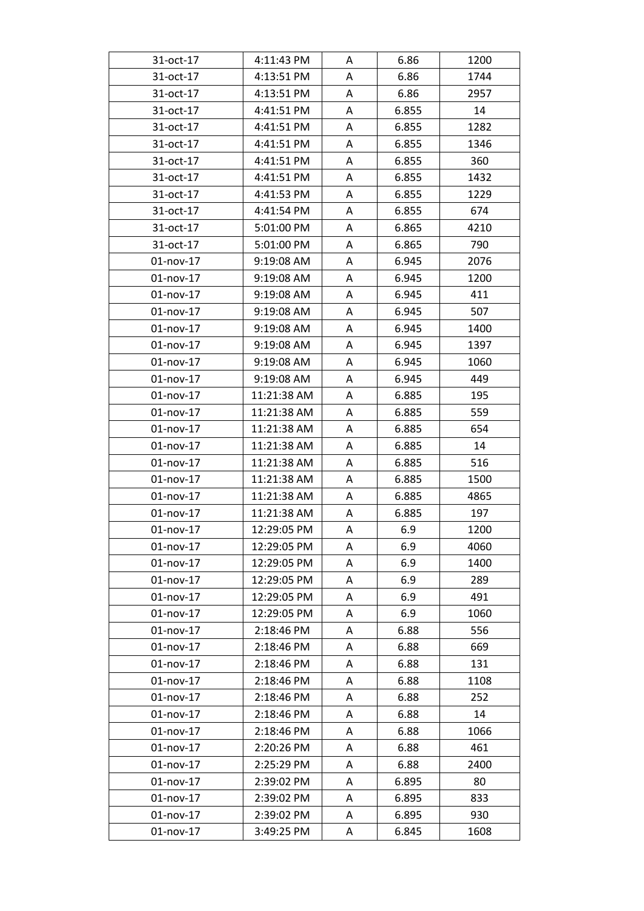| | | | | |
|---|---|---|---|---|
| 31-oct-17 | 4:11:43 PM | A | 6.86 | 1200 |
| 31-oct-17 | 4:13:51 PM | A | 6.86 | 1744 |
| 31-oct-17 | 4:13:51 PM | A | 6.86 | 2957 |
| 31-oct-17 | 4:41:51 PM | A | 6.855 | 14 |
| 31-oct-17 | 4:41:51 PM | A | 6.855 | 1282 |
| 31-oct-17 | 4:41:51 PM | A | 6.855 | 1346 |
| 31-oct-17 | 4:41:51 PM | A | 6.855 | 360 |
| 31-oct-17 | 4:41:51 PM | A | 6.855 | 1432 |
| 31-oct-17 | 4:41:53 PM | A | 6.855 | 1229 |
| 31-oct-17 | 4:41:54 PM | A | 6.855 | 674 |
| 31-oct-17 | 5:01:00 PM | A | 6.865 | 4210 |
| 31-oct-17 | 5:01:00 PM | A | 6.865 | 790 |
| 01-nov-17 | 9:19:08 AM | A | 6.945 | 2076 |
| 01-nov-17 | 9:19:08 AM | A | 6.945 | 1200 |
| 01-nov-17 | 9:19:08 AM | A | 6.945 | 411 |
| 01-nov-17 | 9:19:08 AM | A | 6.945 | 507 |
| 01-nov-17 | 9:19:08 AM | A | 6.945 | 1400 |
| 01-nov-17 | 9:19:08 AM | A | 6.945 | 1397 |
| 01-nov-17 | 9:19:08 AM | A | 6.945 | 1060 |
| 01-nov-17 | 9:19:08 AM | A | 6.945 | 449 |
| 01-nov-17 | 11:21:38 AM | A | 6.885 | 195 |
| 01-nov-17 | 11:21:38 AM | A | 6.885 | 559 |
| 01-nov-17 | 11:21:38 AM | A | 6.885 | 654 |
| 01-nov-17 | 11:21:38 AM | A | 6.885 | 14 |
| 01-nov-17 | 11:21:38 AM | A | 6.885 | 516 |
| 01-nov-17 | 11:21:38 AM | A | 6.885 | 1500 |
| 01-nov-17 | 11:21:38 AM | A | 6.885 | 4865 |
| 01-nov-17 | 11:21:38 AM | A | 6.885 | 197 |
| 01-nov-17 | 12:29:05 PM | A | 6.9 | 1200 |
| 01-nov-17 | 12:29:05 PM | A | 6.9 | 4060 |
| 01-nov-17 | 12:29:05 PM | A | 6.9 | 1400 |
| 01-nov-17 | 12:29:05 PM | A | 6.9 | 289 |
| 01-nov-17 | 12:29:05 PM | A | 6.9 | 491 |
| 01-nov-17 | 12:29:05 PM | A | 6.9 | 1060 |
| 01-nov-17 | 2:18:46 PM | A | 6.88 | 556 |
| 01-nov-17 | 2:18:46 PM | A | 6.88 | 669 |
| 01-nov-17 | 2:18:46 PM | A | 6.88 | 131 |
| 01-nov-17 | 2:18:46 PM | A | 6.88 | 1108 |
| 01-nov-17 | 2:18:46 PM | A | 6.88 | 252 |
| 01-nov-17 | 2:18:46 PM | A | 6.88 | 14 |
| 01-nov-17 | 2:18:46 PM | A | 6.88 | 1066 |
| 01-nov-17 | 2:20:26 PM | A | 6.88 | 461 |
| 01-nov-17 | 2:25:29 PM | A | 6.88 | 2400 |
| 01-nov-17 | 2:39:02 PM | A | 6.895 | 80 |
| 01-nov-17 | 2:39:02 PM | A | 6.895 | 833 |
| 01-nov-17 | 2:39:02 PM | A | 6.895 | 930 |
| 01-nov-17 | 3:49:25 PM | A | 6.845 | 1608 |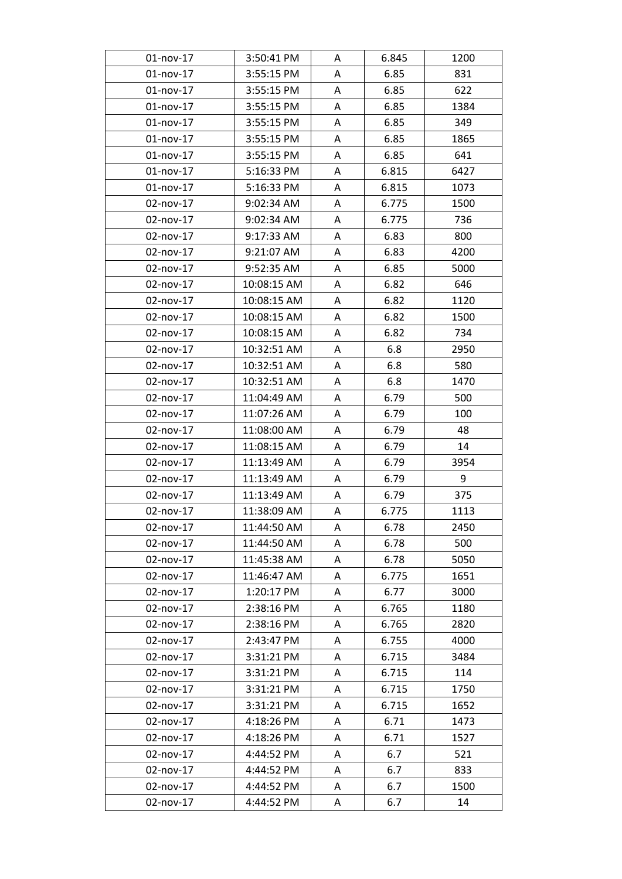| 01-nov-17 | 3:50:41 PM | A | 6.845 | 1200 |
|---|---|---|---|---|
| 01-nov-17 | 3:55:15 PM | A | 6.85 | 831 |
| 01-nov-17 | 3:55:15 PM | A | 6.85 | 622 |
| 01-nov-17 | 3:55:15 PM | A | 6.85 | 1384 |
| 01-nov-17 | 3:55:15 PM | A | 6.85 | 349 |
| 01-nov-17 | 3:55:15 PM | A | 6.85 | 1865 |
| 01-nov-17 | 3:55:15 PM | A | 6.85 | 641 |
| 01-nov-17 | 5:16:33 PM | A | 6.815 | 6427 |
| 01-nov-17 | 5:16:33 PM | A | 6.815 | 1073 |
| 02-nov-17 | 9:02:34 AM | A | 6.775 | 1500 |
| 02-nov-17 | 9:02:34 AM | A | 6.775 | 736 |
| 02-nov-17 | 9:17:33 AM | A | 6.83 | 800 |
| 02-nov-17 | 9:21:07 AM | A | 6.83 | 4200 |
| 02-nov-17 | 9:52:35 AM | A | 6.85 | 5000 |
| 02-nov-17 | 10:08:15 AM | A | 6.82 | 646 |
| 02-nov-17 | 10:08:15 AM | A | 6.82 | 1120 |
| 02-nov-17 | 10:08:15 AM | A | 6.82 | 1500 |
| 02-nov-17 | 10:08:15 AM | A | 6.82 | 734 |
| 02-nov-17 | 10:32:51 AM | A | 6.8 | 2950 |
| 02-nov-17 | 10:32:51 AM | A | 6.8 | 580 |
| 02-nov-17 | 10:32:51 AM | A | 6.8 | 1470 |
| 02-nov-17 | 11:04:49 AM | A | 6.79 | 500 |
| 02-nov-17 | 11:07:26 AM | A | 6.79 | 100 |
| 02-nov-17 | 11:08:00 AM | A | 6.79 | 48 |
| 02-nov-17 | 11:08:15 AM | A | 6.79 | 14 |
| 02-nov-17 | 11:13:49 AM | A | 6.79 | 3954 |
| 02-nov-17 | 11:13:49 AM | A | 6.79 | 9 |
| 02-nov-17 | 11:13:49 AM | A | 6.79 | 375 |
| 02-nov-17 | 11:38:09 AM | A | 6.775 | 1113 |
| 02-nov-17 | 11:44:50 AM | A | 6.78 | 2450 |
| 02-nov-17 | 11:44:50 AM | A | 6.78 | 500 |
| 02-nov-17 | 11:45:38 AM | A | 6.78 | 5050 |
| 02-nov-17 | 11:46:47 AM | A | 6.775 | 1651 |
| 02-nov-17 | 1:20:17 PM | A | 6.77 | 3000 |
| 02-nov-17 | 2:38:16 PM | A | 6.765 | 1180 |
| 02-nov-17 | 2:38:16 PM | A | 6.765 | 2820 |
| 02-nov-17 | 2:43:47 PM | A | 6.755 | 4000 |
| 02-nov-17 | 3:31:21 PM | A | 6.715 | 3484 |
| 02-nov-17 | 3:31:21 PM | A | 6.715 | 114 |
| 02-nov-17 | 3:31:21 PM | A | 6.715 | 1750 |
| 02-nov-17 | 3:31:21 PM | A | 6.715 | 1652 |
| 02-nov-17 | 4:18:26 PM | A | 6.71 | 1473 |
| 02-nov-17 | 4:18:26 PM | A | 6.71 | 1527 |
| 02-nov-17 | 4:44:52 PM | A | 6.7 | 521 |
| 02-nov-17 | 4:44:52 PM | A | 6.7 | 833 |
| 02-nov-17 | 4:44:52 PM | A | 6.7 | 1500 |
| 02-nov-17 | 4:44:52 PM | A | 6.7 | 14 |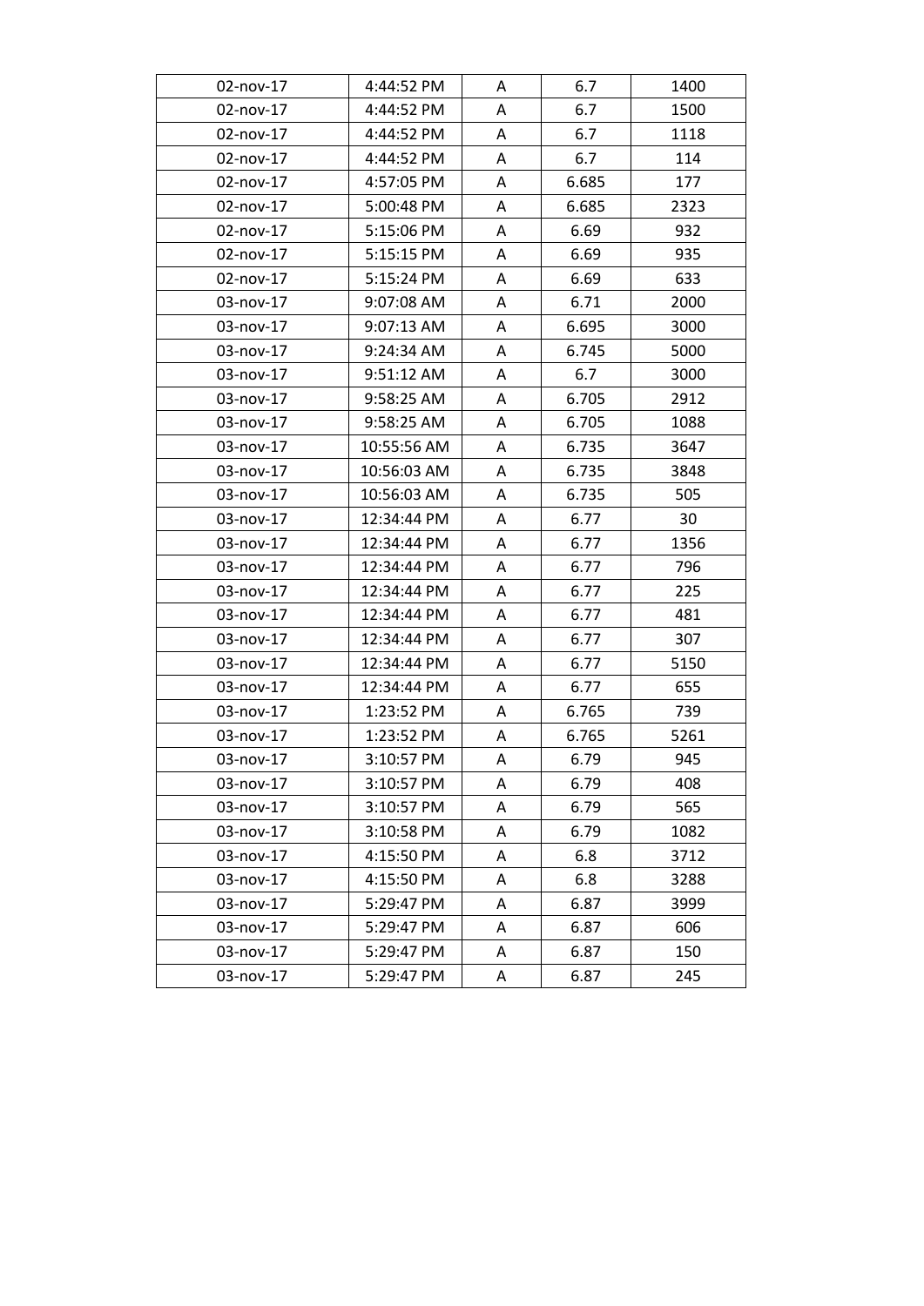| | | | | |
|---|---|---|---|---|
| 02-nov-17 | 4:44:52 PM | A | 6.7 | 1400 |
| 02-nov-17 | 4:44:52 PM | A | 6.7 | 1500 |
| 02-nov-17 | 4:44:52 PM | A | 6.7 | 1118 |
| 02-nov-17 | 4:44:52 PM | A | 6.7 | 114 |
| 02-nov-17 | 4:57:05 PM | A | 6.685 | 177 |
| 02-nov-17 | 5:00:48 PM | A | 6.685 | 2323 |
| 02-nov-17 | 5:15:06 PM | A | 6.69 | 932 |
| 02-nov-17 | 5:15:15 PM | A | 6.69 | 935 |
| 02-nov-17 | 5:15:24 PM | A | 6.69 | 633 |
| 03-nov-17 | 9:07:08 AM | A | 6.71 | 2000 |
| 03-nov-17 | 9:07:13 AM | A | 6.695 | 3000 |
| 03-nov-17 | 9:24:34 AM | A | 6.745 | 5000 |
| 03-nov-17 | 9:51:12 AM | A | 6.7 | 3000 |
| 03-nov-17 | 9:58:25 AM | A | 6.705 | 2912 |
| 03-nov-17 | 9:58:25 AM | A | 6.705 | 1088 |
| 03-nov-17 | 10:55:56 AM | A | 6.735 | 3647 |
| 03-nov-17 | 10:56:03 AM | A | 6.735 | 3848 |
| 03-nov-17 | 10:56:03 AM | A | 6.735 | 505 |
| 03-nov-17 | 12:34:44 PM | A | 6.77 | 30 |
| 03-nov-17 | 12:34:44 PM | A | 6.77 | 1356 |
| 03-nov-17 | 12:34:44 PM | A | 6.77 | 796 |
| 03-nov-17 | 12:34:44 PM | A | 6.77 | 225 |
| 03-nov-17 | 12:34:44 PM | A | 6.77 | 481 |
| 03-nov-17 | 12:34:44 PM | A | 6.77 | 307 |
| 03-nov-17 | 12:34:44 PM | A | 6.77 | 5150 |
| 03-nov-17 | 12:34:44 PM | A | 6.77 | 655 |
| 03-nov-17 | 1:23:52 PM | A | 6.765 | 739 |
| 03-nov-17 | 1:23:52 PM | A | 6.765 | 5261 |
| 03-nov-17 | 3:10:57 PM | A | 6.79 | 945 |
| 03-nov-17 | 3:10:57 PM | A | 6.79 | 408 |
| 03-nov-17 | 3:10:57 PM | A | 6.79 | 565 |
| 03-nov-17 | 3:10:58 PM | A | 6.79 | 1082 |
| 03-nov-17 | 4:15:50 PM | A | 6.8 | 3712 |
| 03-nov-17 | 4:15:50 PM | A | 6.8 | 3288 |
| 03-nov-17 | 5:29:47 PM | A | 6.87 | 3999 |
| 03-nov-17 | 5:29:47 PM | A | 6.87 | 606 |
| 03-nov-17 | 5:29:47 PM | A | 6.87 | 150 |
| 03-nov-17 | 5:29:47 PM | A | 6.87 | 245 |